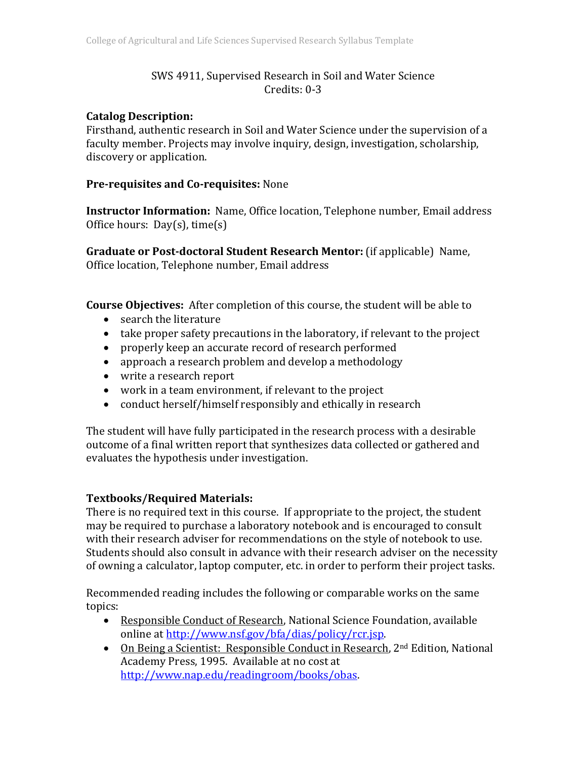# SWS 4911, Supervised Research in Soil and Water Science
Credits: 0-3

**Catalog Description:**
Firsthand, authentic research in Soil and Water Science under the supervision of a faculty member. Projects may involve inquiry, design, investigation, scholarship, discovery or application.

**Pre-requisites and Co-requisites:** None

**Instructor Information:** Name, Office location, Telephone number, Email address
Office hours: Day(s), time(s)

**Graduate or Post-doctoral Student Research Mentor:** (if applicable) Name, Office location, Telephone number, Email address

**Course Objectives:** After completion of this course, the student will be able to

- search the literature
- take proper safety precautions in the laboratory, if relevant to the project
- properly keep an accurate record of research performed
- approach a research problem and develop a methodology
- write a research report
- work in a team environment, if relevant to the project
- conduct herself/himself responsibly and ethically in research

The student will have fully participated in the research process with a desirable outcome of a final written report that synthesizes data collected or gathered and evaluates the hypothesis under investigation.

**Textbooks/Required Materials:**
There is no required text in this course. If appropriate to the project, the student may be required to purchase a laboratory notebook and is encouraged to consult with their research adviser for recommendations on the style of notebook to use. Students should also consult in advance with their research adviser on the necessity of owning a calculator, laptop computer, etc. in order to perform their project tasks.

Recommended reading includes the following or comparable works on the same topics:

- Responsible Conduct of Research, National Science Foundation, available online at http://www.nsf.gov/bfa/dias/policy/rcr.jsp.
- On Being a Scientist: Responsible Conduct in Research, 2nd Edition, National Academy Press, 1995. Available at no cost at http://www.nap.edu/readingroom/books/obas.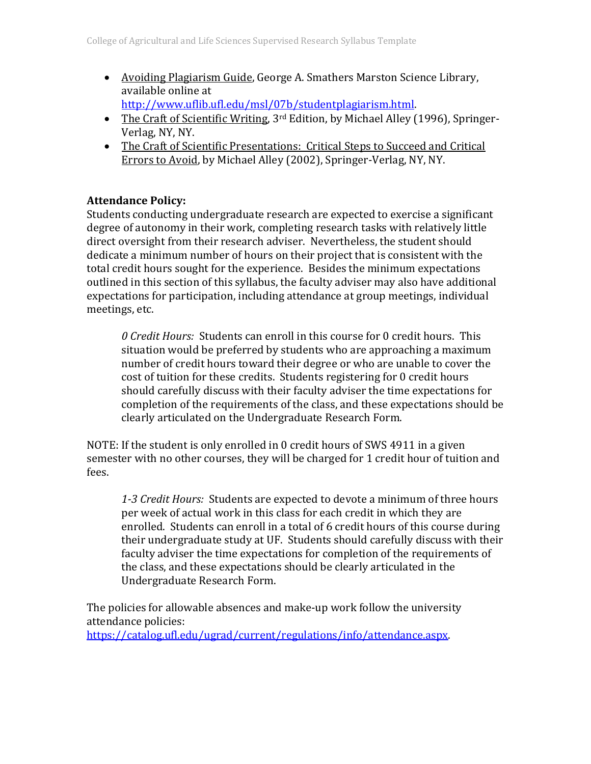- Avoiding Plagiarism Guide, George A. Smathers Marston Science Library, available online at http://www.uflib.ufl.edu/msl/07b/studentplagiarism.html.
- The Craft of Scientific Writing, 3rd Edition, by Michael Alley (1996), Springer-Verlag, NY, NY.
- The Craft of Scientific Presentations: Critical Steps to Succeed and Critical Errors to Avoid, by Michael Alley (2002), Springer-Verlag, NY, NY.

**Attendance Policy:**

Students conducting undergraduate research are expected to exercise a significant degree of autonomy in their work, completing research tasks with relatively little direct oversight from their research adviser. Nevertheless, the student should dedicate a minimum number of hours on their project that is consistent with the total credit hours sought for the experience. Besides the minimum expectations outlined in this section of this syllabus, the faculty adviser may also have additional expectations for participation, including attendance at group meetings, individual meetings, etc.

> *0 Credit Hours:* Students can enroll in this course for 0 credit hours. This situation would be preferred by students who are approaching a maximum number of credit hours toward their degree or who are unable to cover the cost of tuition for these credits. Students registering for 0 credit hours should carefully discuss with their faculty adviser the time expectations for completion of the requirements of the class, and these expectations should be clearly articulated on the Undergraduate Research Form.

NOTE: If the student is only enrolled in 0 credit hours of SWS 4911 in a given semester with no other courses, they will be charged for 1 credit hour of tuition and fees.

> *1-3 Credit Hours:* Students are expected to devote a minimum of three hours per week of actual work in this class for each credit in which they are enrolled. Students can enroll in a total of 6 credit hours of this course during their undergraduate study at UF. Students should carefully discuss with their faculty adviser the time expectations for completion of the requirements of the class, and these expectations should be clearly articulated in the Undergraduate Research Form.

The policies for allowable absences and make-up work follow the university attendance policies: https://catalog.ufl.edu/ugrad/current/regulations/info/attendance.aspx.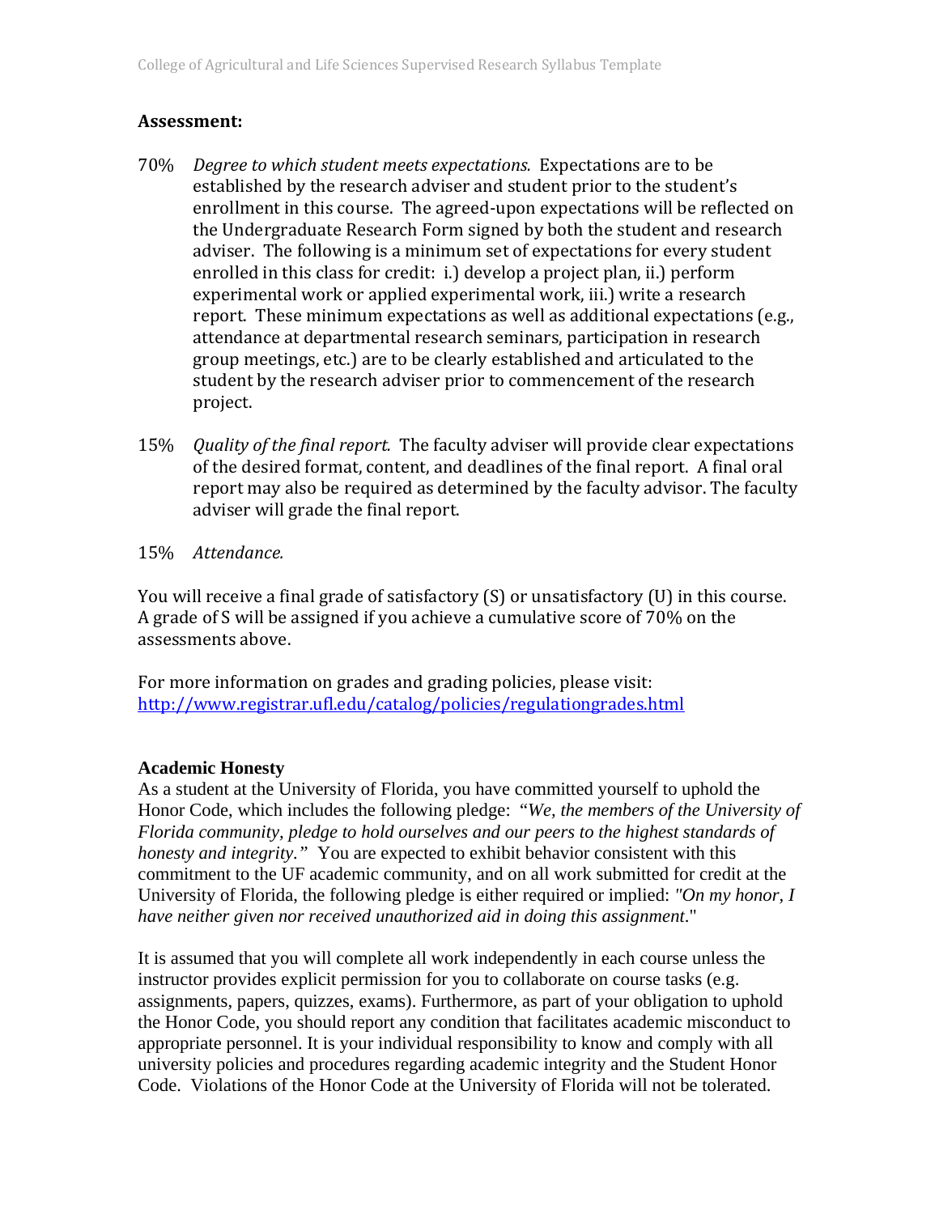**Assessment:**

70% *Degree to which student meets expectations.* Expectations are to be established by the research adviser and student prior to the student's enrollment in this course. The agreed-upon expectations will be reflected on the Undergraduate Research Form signed by both the student and research adviser. The following is a minimum set of expectations for every student enrolled in this class for credit: i.) develop a project plan, ii.) perform experimental work or applied experimental work, iii.) write a research report. These minimum expectations as well as additional expectations (e.g., attendance at departmental research seminars, participation in research group meetings, etc.) are to be clearly established and articulated to the student by the research adviser prior to commencement of the research project.

15% *Quality of the final report.* The faculty adviser will provide clear expectations of the desired format, content, and deadlines of the final report. A final oral report may also be required as determined by the faculty advisor. The faculty adviser will grade the final report.

15% *Attendance.*

You will receive a final grade of satisfactory (S) or unsatisfactory (U) in this course. A grade of S will be assigned if you achieve a cumulative score of 70% on the assessments above.

For more information on grades and grading policies, please visit: [http://www.registrar.ufl.edu/catalog/policies/regulationgrades.html](http://www.registrar.ufl.edu/catalog/policies/regulationgrades.html)

**Academic Honesty**

As a student at the University of Florida, you have committed yourself to uphold the Honor Code, which includes the following pledge: *"We, the members of the University of Florida community, pledge to hold ourselves and our peers to the highest standards of honesty and integrity."* You are expected to exhibit behavior consistent with this commitment to the UF academic community, and on all work submitted for credit at the University of Florida, the following pledge is either required or implied: *"On my honor, I have neither given nor received unauthorized aid in doing this assignment."*

It is assumed that you will complete all work independently in each course unless the instructor provides explicit permission for you to collaborate on course tasks (e.g. assignments, papers, quizzes, exams). Furthermore, as part of your obligation to uphold the Honor Code, you should report any condition that facilitates academic misconduct to appropriate personnel. It is your individual responsibility to know and comply with all university policies and procedures regarding academic integrity and the Student Honor Code. Violations of the Honor Code at the University of Florida will not be tolerated.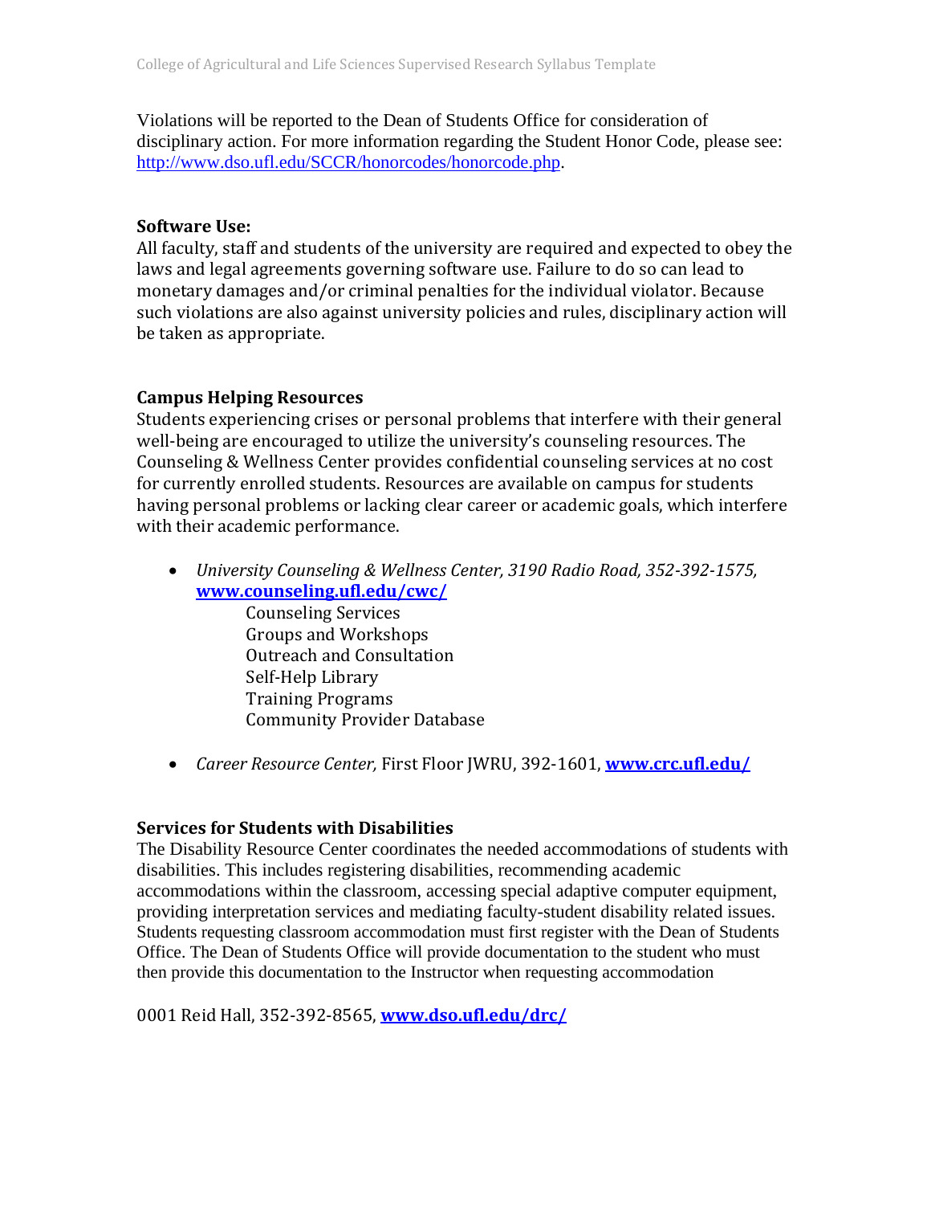Violations will be reported to the Dean of Students Office for consideration of disciplinary action. For more information regarding the Student Honor Code, please see: http://www.dso.ufl.edu/SCCR/honorcodes/honorcode.php.

**Software Use:**

All faculty, staff and students of the university are required and expected to obey the laws and legal agreements governing software use. Failure to do so can lead to monetary damages and/or criminal penalties for the individual violator. Because such violations are also against university policies and rules, disciplinary action will be taken as appropriate.

**Campus Helping Resources**

Students experiencing crises or personal problems that interfere with their general well-being are encouraged to utilize the university's counseling resources. The Counseling & Wellness Center provides confidential counseling services at no cost for currently enrolled students. Resources are available on campus for students having personal problems or lacking clear career or academic goals, which interfere with their academic performance.

- *University Counseling & Wellness Center, 3190 Radio Road, 352-392-1575,* **www.counseling.ufl.edu/cwc/**
  - Counseling Services
  - Groups and Workshops
  - Outreach and Consultation
  - Self-Help Library
  - Training Programs
  - Community Provider Database
- *Career Resource Center,* First Floor JWRU, 392-1601, **www.crc.ufl.edu/**

**Services for Students with Disabilities**

The Disability Resource Center coordinates the needed accommodations of students with disabilities. This includes registering disabilities, recommending academic accommodations within the classroom, accessing special adaptive computer equipment, providing interpretation services and mediating faculty-student disability related issues. Students requesting classroom accommodation must first register with the Dean of Students Office. The Dean of Students Office will provide documentation to the student who must then provide this documentation to the Instructor when requesting accommodation

0001 Reid Hall, 352-392-8565, **www.dso.ufl.edu/drc/**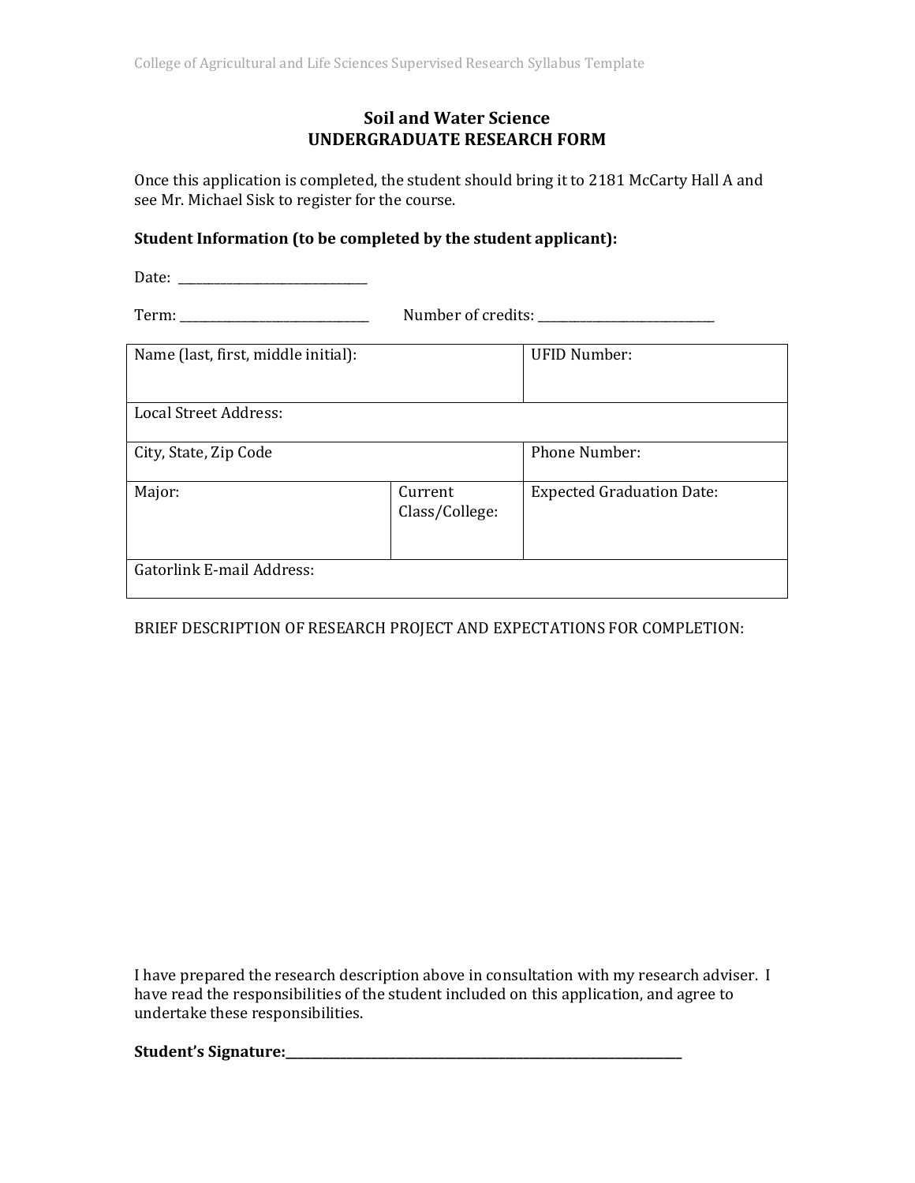## Soil and Water Science
## UNDERGRADUATE RESEARCH FORM

Once this application is completed, the student should bring it to 2181 McCarty Hall A and see Mr. Michael Sisk to register for the course.

**Student Information (to be completed by the student applicant):**

Date: ______________________________

Term: ______________________________ Number of credits: ____________________________

| Name (last, first, middle initial): | | UFID Number: |
|---|---|---|
| Local Street Address: | | |
| City, State, Zip Code | | Phone Number: |
| Major: | Current Class/College: | Expected Graduation Date: |
| Gatorlink E-mail Address: | | |

BRIEF DESCRIPTION OF RESEARCH PROJECT AND EXPECTATIONS FOR COMPLETION:

I have prepared the research description above in consultation with my research adviser. I have read the responsibilities of the student included on this application, and agree to undertake these responsibilities.

**Student's Signature:**_______________________________________________________________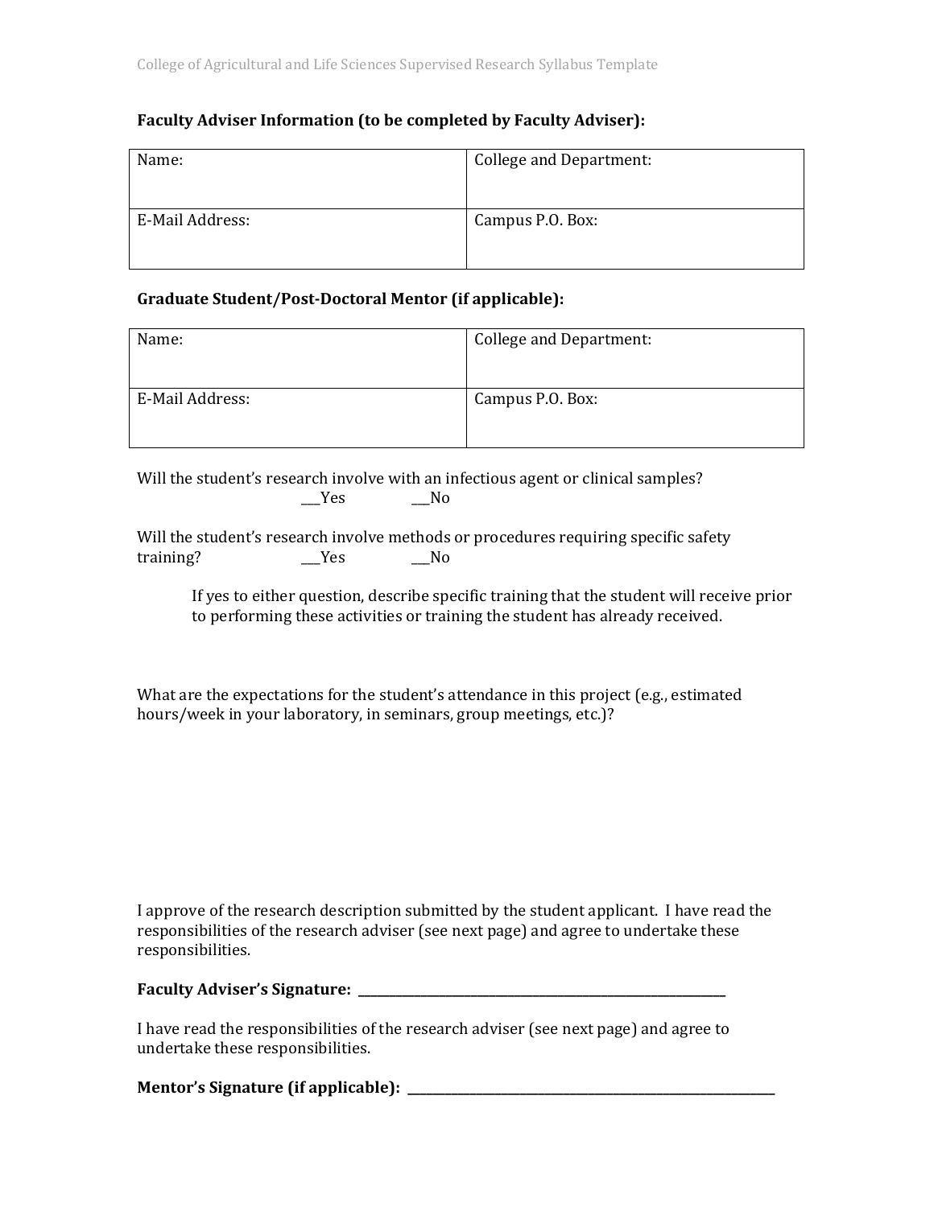**Faculty Adviser Information (to be completed by Faculty Adviser):**

| Name: | College and Department: |
|---|---|
| E-Mail Address: | Campus P.O. Box: |

**Graduate Student/Post-Doctoral Mentor (if applicable):**

| Name: | College and Department: |
|---|---|
| E-Mail Address: | Campus P.O. Box: |

Will the student's research involve with an infectious agent or clinical samples?
___Yes ___No

Will the student's research involve methods or procedures requiring specific safety training? ___Yes ___No

If yes to either question, describe specific training that the student will receive prior to performing these activities or training the student has already received.

What are the expectations for the student's attendance in this project (e.g., estimated hours/week in your laboratory, in seminars, group meetings, etc.)?

I approve of the research description submitted by the student applicant. I have read the responsibilities of the research adviser (see next page) and agree to undertake these responsibilities.

**Faculty Adviser's Signature:** ____________________________________________

I have read the responsibilities of the research adviser (see next page) and agree to undertake these responsibilities.

**Mentor's Signature (if applicable):** ____________________________________________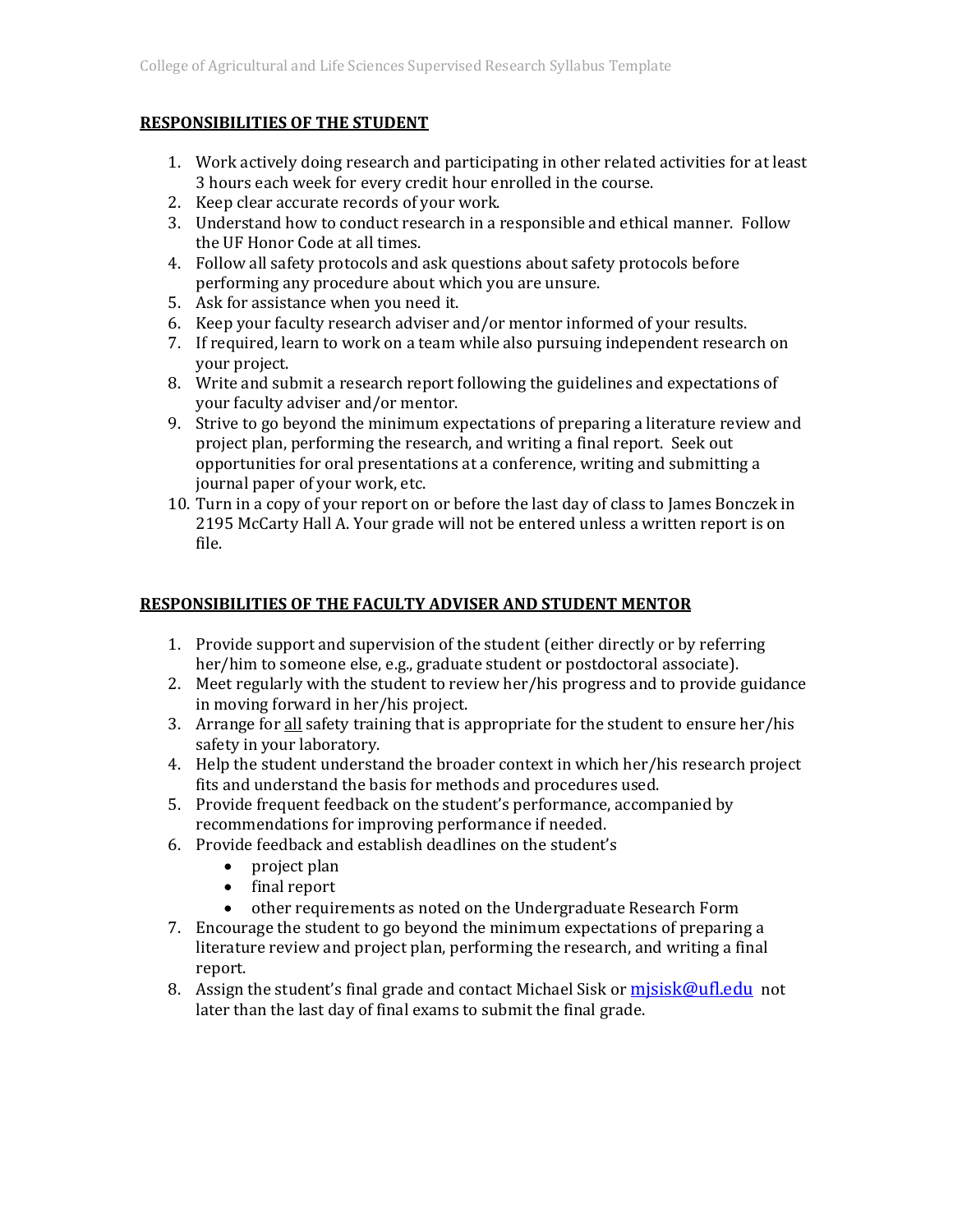## **RESPONSIBILITIES OF THE STUDENT**

1. Work actively doing research and participating in other related activities for at least 3 hours each week for every credit hour enrolled in the course.
2. Keep clear accurate records of your work.
3. Understand how to conduct research in a responsible and ethical manner. Follow the UF Honor Code at all times.
4. Follow all safety protocols and ask questions about safety protocols before performing any procedure about which you are unsure.
5. Ask for assistance when you need it.
6. Keep your faculty research adviser and/or mentor informed of your results.
7. If required, learn to work on a team while also pursuing independent research on your project.
8. Write and submit a research report following the guidelines and expectations of your faculty adviser and/or mentor.
9. Strive to go beyond the minimum expectations of preparing a literature review and project plan, performing the research, and writing a final report. Seek out opportunities for oral presentations at a conference, writing and submitting a journal paper of your work, etc.
10. Turn in a copy of your report on or before the last day of class to James Bonczek in 2195 McCarty Hall A. Your grade will not be entered unless a written report is on file.

## **RESPONSIBILITIES OF THE FACULTY ADVISER AND STUDENT MENTOR**

1. Provide support and supervision of the student (either directly or by referring her/him to someone else, e.g., graduate student or postdoctoral associate).
2. Meet regularly with the student to review her/his progress and to provide guidance in moving forward in her/his project.
3. Arrange for all safety training that is appropriate for the student to ensure her/his safety in your laboratory.
4. Help the student understand the broader context in which her/his research project fits and understand the basis for methods and procedures used.
5. Provide frequent feedback on the student's performance, accompanied by recommendations for improving performance if needed.
6. Provide feedback and establish deadlines on the student's
   - project plan
   - final report
   - other requirements as noted on the Undergraduate Research Form
7. Encourage the student to go beyond the minimum expectations of preparing a literature review and project plan, performing the research, and writing a final report.
8. Assign the student's final grade and contact Michael Sisk or mjsisk@ufl.edu not later than the last day of final exams to submit the final grade.